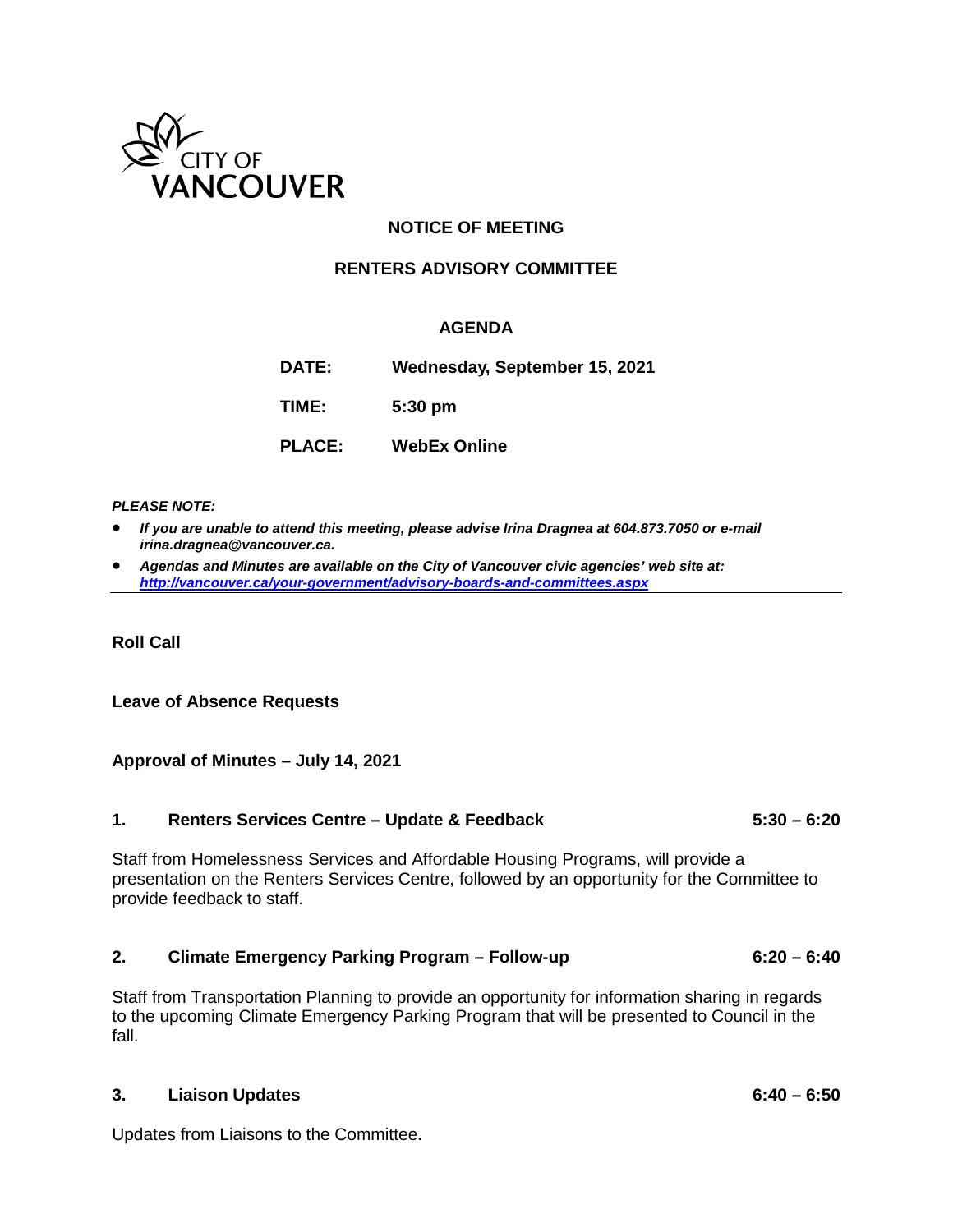CITY OF VANCOUVER

# NOTICE OF MEETING

## RENTERS ADVISORY COMMITTEE

### AGENDA

**DATE:** Wednesday, September 15, 2021

**TIME:** 5:30 pm

**PLACE:** WebEx Online

***PLEASE NOTE:***

- ***If you are unable to attend this meeting, please advise Irina Dragnea at 604.873.7050 or e-mail irina.dragnea@vancouver.ca.***
- ***Agendas and Minutes are available on the City of Vancouver civic agencies' web site at: http://vancouver.ca/your-government/advisory-boards-and-committees.aspx***

---

**Roll Call**

**Leave of Absence Requests**

**Approval of Minutes – July 14, 2021**

**1. Renters Services Centre – Update & Feedback** **5:30 – 6:20**

Staff from Homelessness Services and Affordable Housing Programs, will provide a presentation on the Renters Services Centre, followed by an opportunity for the Committee to provide feedback to staff.

**2. Climate Emergency Parking Program – Follow-up** **6:20 – 6:40**

Staff from Transportation Planning to provide an opportunity for information sharing in regards to the upcoming Climate Emergency Parking Program that will be presented to Council in the fall.

**3. Liaison Updates** **6:40 – 6:50**

Updates from Liaisons to the Committee.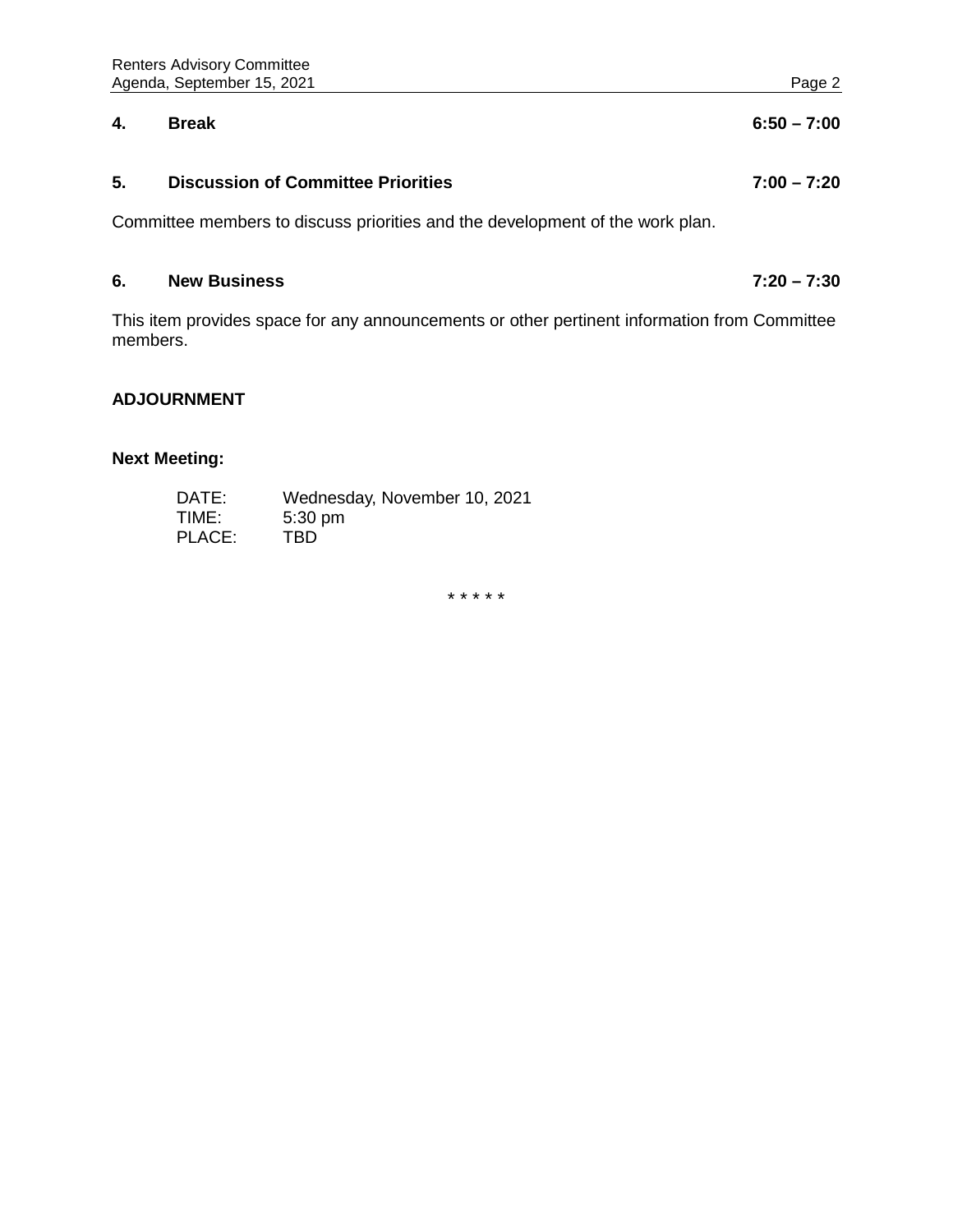**4. Break** **6:50 – 7:00**

**5. Discussion of Committee Priorities** **7:00 – 7:20**

Committee members to discuss priorities and the development of the work plan.

**6. New Business** **7:20 – 7:30**

This item provides space for any announcements or other pertinent information from Committee members.

**ADJOURNMENT**

**Next Meeting:**

DATE: Wednesday, November 10, 2021
TIME: 5:30 pm
PLACE: TBD

* * * * *